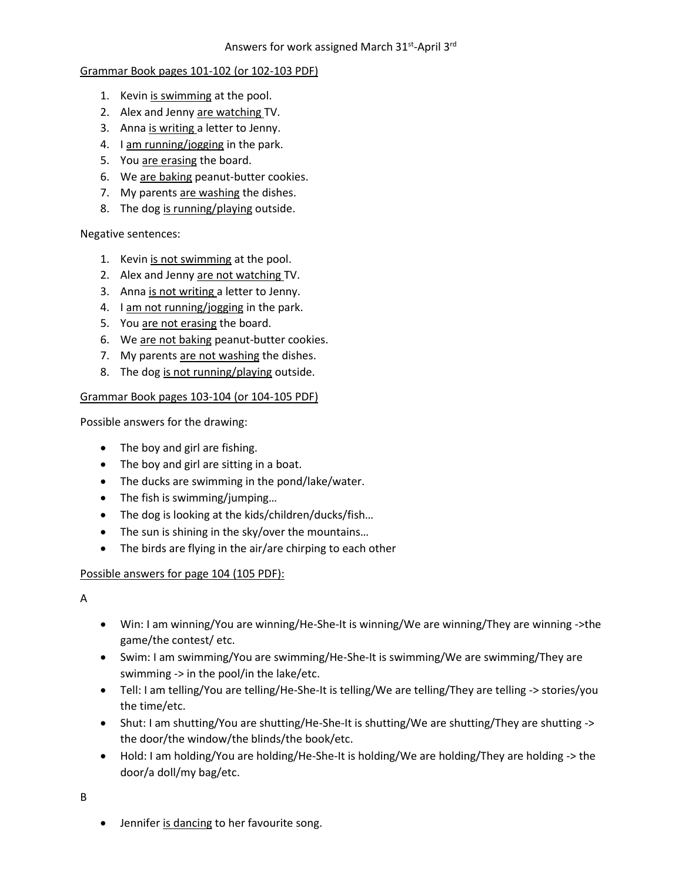Answers for work assigned March 31st-April 3rd

<u>Grammar Book pages 101-102 (or 102-103 PDF)</u>

1. Kevin <u>is swimming</u> at the pool.
2. Alex and Jenny <u>are watching</u> TV.
3. Anna <u>is writing</u> a letter to Jenny.
4. I <u>am running/jogging</u> in the park.
5. You <u>are erasing</u> the board.
6. We <u>are baking</u> peanut-butter cookies.
7. My parents <u>are washing</u> the dishes.
8. The dog <u>is running/playing</u> outside.

Negative sentences:

1. Kevin <u>is not swimming</u> at the pool.
2. Alex and Jenny <u>are not watching</u> TV.
3. Anna <u>is not writing</u> a letter to Jenny.
4. I <u>am not running/jogging</u> in the park.
5. You <u>are not erasing</u> the board.
6. We <u>are not baking</u> peanut-butter cookies.
7. My parents <u>are not washing</u> the dishes.
8. The dog <u>is not running/playing</u> outside.

<u>Grammar Book pages 103-104 (or 104-105 PDF)</u>

Possible answers for the drawing:

- The boy and girl are fishing.
- The boy and girl are sitting in a boat.
- The ducks are swimming in the pond/lake/water.
- The fish is swimming/jumping…
- The dog is looking at the kids/children/ducks/fish…
- The sun is shining in the sky/over the mountains…
- The birds are flying in the air/are chirping to each other

<u>Possible answers for page 104 (105 PDF):</u>

A

- Win: I am winning/You are winning/He-She-It is winning/We are winning/They are winning ->the game/the contest/ etc.
- Swim: I am swimming/You are swimming/He-She-It is swimming/We are swimming/They are swimming -> in the pool/in the lake/etc.
- Tell: I am telling/You are telling/He-She-It is telling/We are telling/They are telling -> stories/you the time/etc.
- Shut: I am shutting/You are shutting/He-She-It is shutting/We are shutting/They are shutting -> the door/the window/the blinds/the book/etc.
- Hold: I am holding/You are holding/He-She-It is holding/We are holding/They are holding -> the door/a doll/my bag/etc.

B

- Jennifer <u>is dancing</u> to her favourite song.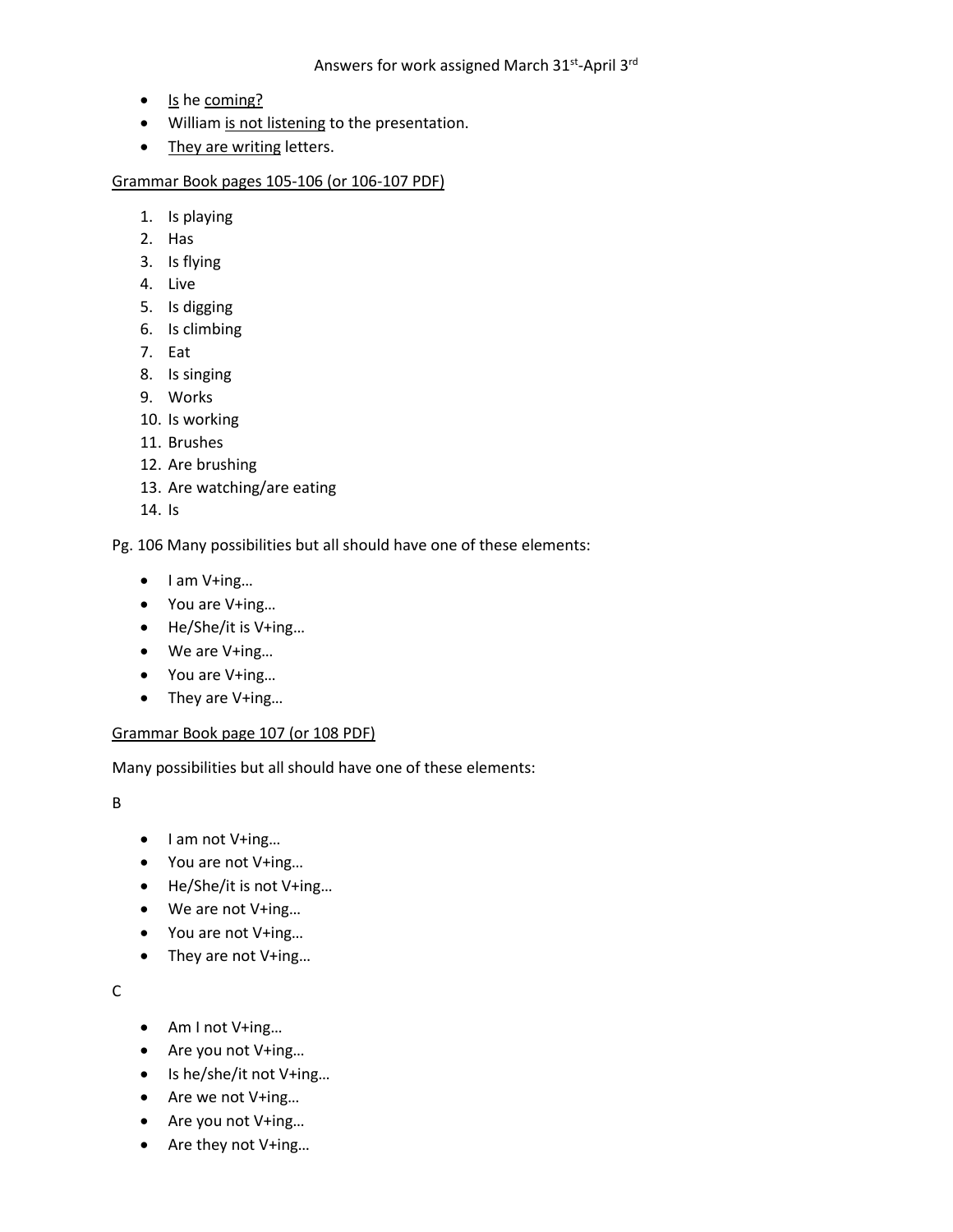- Is he coming?
- William is not listening to the presentation.
- They are writing letters.

Grammar Book pages 105-106 (or 106-107 PDF)

1. Is playing
2. Has
3. Is flying
4. Live
5. Is digging
6. Is climbing
7. Eat
8. Is singing
9. Works
10. Is working
11. Brushes
12. Are brushing
13. Are watching/are eating
14. Is

Pg. 106 Many possibilities but all should have one of these elements:

- I am V+ing…
- You are V+ing…
- He/She/it is V+ing…
- We are V+ing…
- You are V+ing…
- They are V+ing…

Grammar Book page 107 (or 108 PDF)

Many possibilities but all should have one of these elements:

B

- I am not V+ing…
- You are not V+ing…
- He/She/it is not V+ing…
- We are not V+ing…
- You are not V+ing…
- They are not V+ing…

C

- Am I not V+ing…
- Are you not V+ing…
- Is he/she/it not V+ing…
- Are we not V+ing…
- Are you not V+ing…
- Are they not V+ing…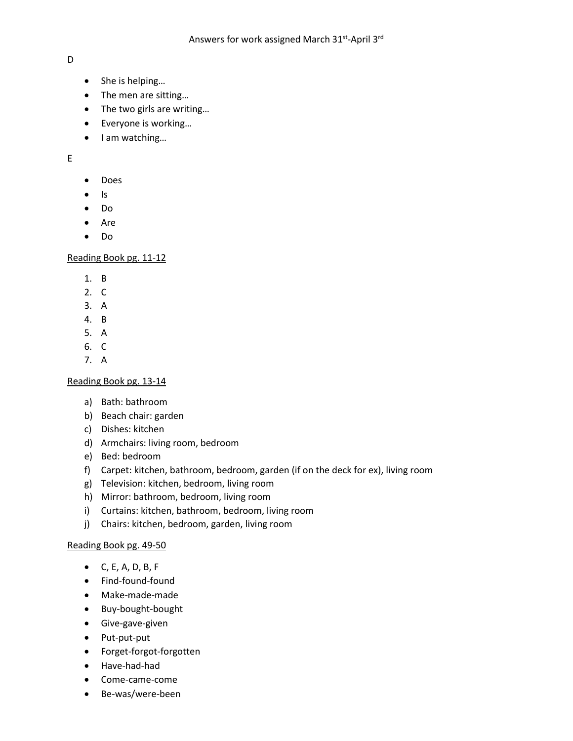Answers for work assigned March 31st-April 3rd

D

- She is helping…
- The men are sitting…
- The two girls are writing…
- Everyone is working…
- I am watching…

E

- Does
- Is
- Do
- Are
- Do

<u>Reading Book pg. 11-12</u>

1. B
2. C
3. A
4. B
5. A
6. C
7. A

<u>Reading Book pg. 13-14</u>

a) Bath: bathroom
b) Beach chair: garden
c) Dishes: kitchen
d) Armchairs: living room, bedroom
e) Bed: bedroom
f) Carpet: kitchen, bathroom, bedroom, garden (if on the deck for ex), living room
g) Television: kitchen, bedroom, living room
h) Mirror: bathroom, bedroom, living room
i) Curtains: kitchen, bathroom, bedroom, living room
j) Chairs: kitchen, bedroom, garden, living room

<u>Reading Book pg. 49-50</u>

- C, E, A, D, B, F
- Find-found-found
- Make-made-made
- Buy-bought-bought
- Give-gave-given
- Put-put-put
- Forget-forgot-forgotten
- Have-had-had
- Come-came-come
- Be-was/were-been